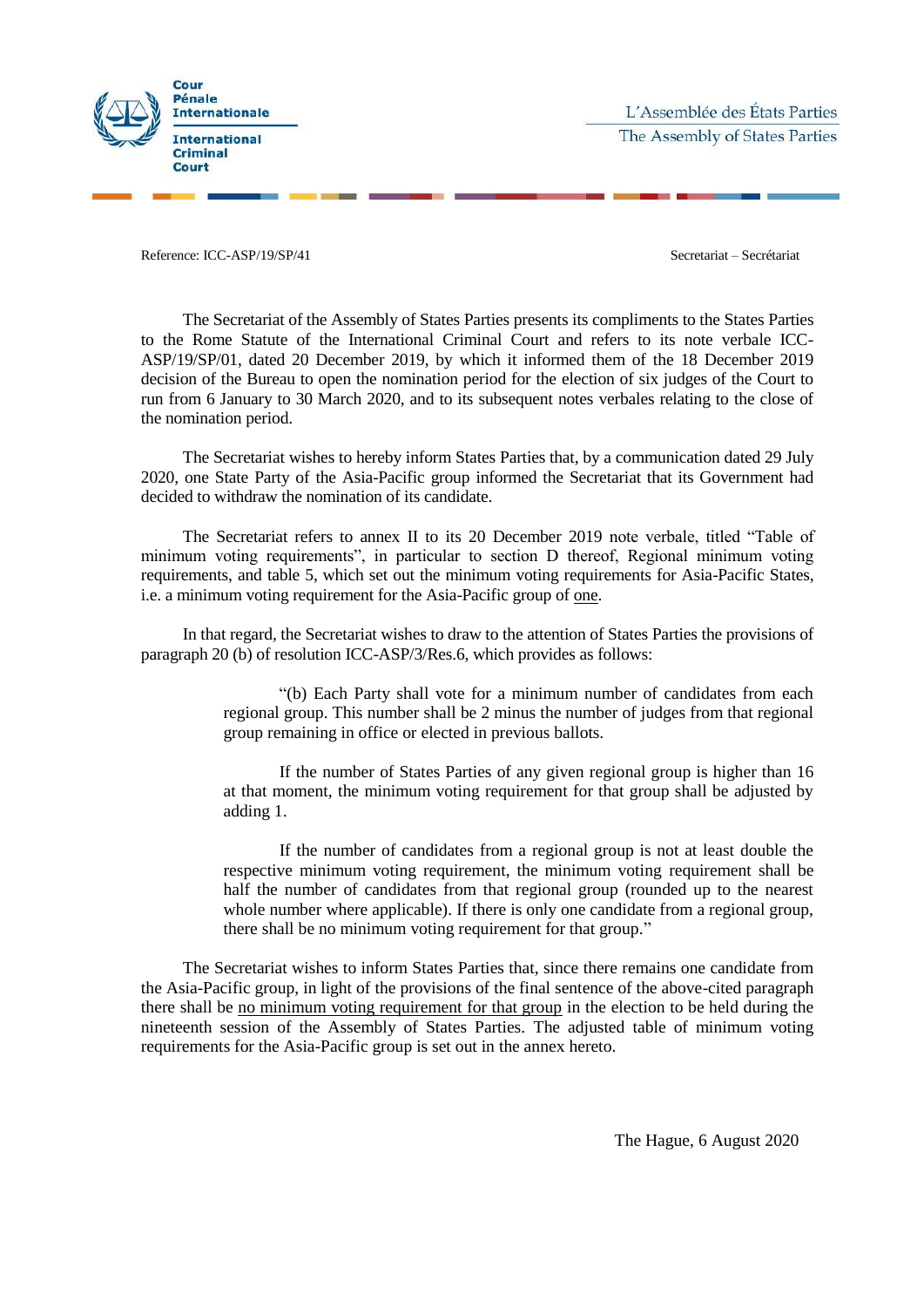Cour Pénale Internationale

International Criminal Court

L'Assemblée des États Parties

The Assembly of States Parties

Reference: ICC-ASP/19/SP/41

Secretariat – Secrétariat

The Secretariat of the Assembly of States Parties presents its compliments to the States Parties to the Rome Statute of the International Criminal Court and refers to its note verbale ICC-ASP/19/SP/01, dated 20 December 2019, by which it informed them of the 18 December 2019 decision of the Bureau to open the nomination period for the election of six judges of the Court to run from 6 January to 30 March 2020, and to its subsequent notes verbales relating to the close of the nomination period.

The Secretariat wishes to hereby inform States Parties that, by a communication dated 29 July 2020, one State Party of the Asia-Pacific group informed the Secretariat that its Government had decided to withdraw the nomination of its candidate.

The Secretariat refers to annex II to its 20 December 2019 note verbale, titled "Table of minimum voting requirements", in particular to section D thereof, Regional minimum voting requirements, and table 5, which set out the minimum voting requirements for Asia-Pacific States, i.e. a minimum voting requirement for the Asia-Pacific group of <u>one</u>.

In that regard, the Secretariat wishes to draw to the attention of States Parties the provisions of paragraph 20 (b) of resolution ICC-ASP/3/Res.6, which provides as follows:

> "(b) Each Party shall vote for a minimum number of candidates from each regional group. This number shall be 2 minus the number of judges from that regional group remaining in office or elected in previous ballots.
>
> If the number of States Parties of any given regional group is higher than 16 at that moment, the minimum voting requirement for that group shall be adjusted by adding 1.
>
> If the number of candidates from a regional group is not at least double the respective minimum voting requirement, the minimum voting requirement shall be half the number of candidates from that regional group (rounded up to the nearest whole number where applicable). If there is only one candidate from a regional group, there shall be no minimum voting requirement for that group."

The Secretariat wishes to inform States Parties that, since there remains one candidate from the Asia-Pacific group, in light of the provisions of the final sentence of the above-cited paragraph there shall be <u>no minimum voting requirement for that group</u> in the election to be held during the nineteenth session of the Assembly of States Parties. The adjusted table of minimum voting requirements for the Asia-Pacific group is set out in the annex hereto.

The Hague, 6 August 2020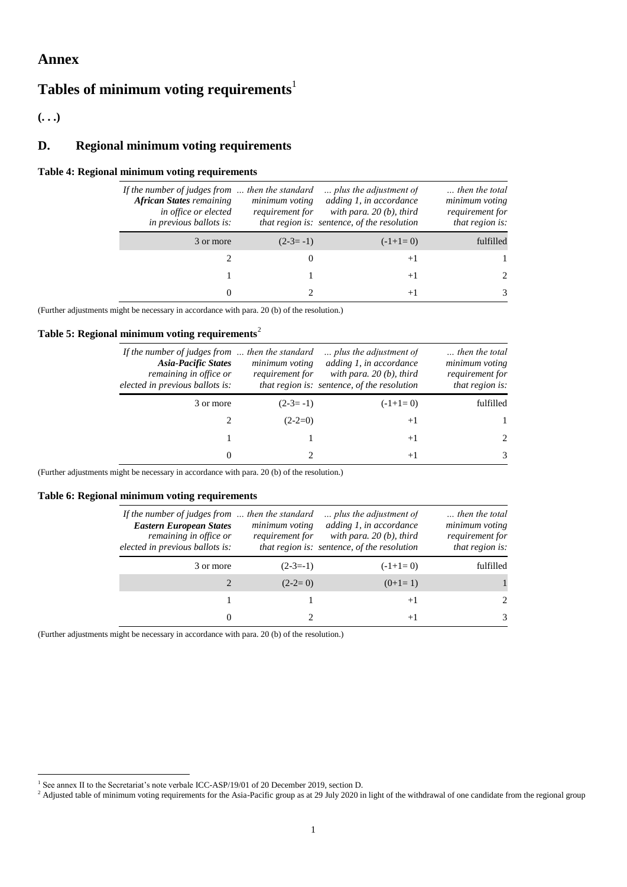# Annex

# Tables of minimum voting requirements[1]

**(. . .)**

## D. Regional minimum voting requirements

**Table 4: Regional minimum voting requirements**

| *If the number of judges from* ***African States*** *remaining in office or elected in previous ballots is:* | *… then the standard minimum voting requirement for that region is:* | *… plus the adjustment of adding 1, in accordance with para. 20 (b), third sentence, of the resolution* | *… then the total minimum voting requirement for that region is:* |
|---|---|---|---|
| 3 or more | (2-3= -1) | (-1+1= 0) | fulfilled |
| 2 | 0 | +1 | 1 |
| 1 | 1 | +1 | 2 |
| 0 | 2 | +1 | 3 |

(Further adjustments might be necessary in accordance with para. 20 (b) of the resolution.)

**Table 5: Regional minimum voting requirements**[2]

| *If the number of judges from* ***Asia-Pacific States*** *remaining in office or elected in previous ballots is:* | *… then the standard minimum voting requirement for that region is:* | *… plus the adjustment of adding 1, in accordance with para. 20 (b), third sentence, of the resolution* | *… then the total minimum voting requirement for that region is:* |
|---|---|---|---|
| 3 or more | (2-3= -1) | (-1+1= 0) | fulfilled |
| 2 | (2-2=0) | +1 | 1 |
| 1 | 1 | +1 | 2 |
| 0 | 2 | +1 | 3 |

(Further adjustments might be necessary in accordance with para. 20 (b) of the resolution.)

**Table 6: Regional minimum voting requirements**

| *If the number of judges from* ***Eastern European States*** *remaining in office or elected in previous ballots is:* | *… then the standard minimum voting requirement for that region is:* | *… plus the adjustment of adding 1, in accordance with para. 20 (b), third sentence, of the resolution* | *… then the total minimum voting requirement for that region is:* |
|---|---|---|---|
| 3 or more | (2-3=-1) | (-1+1= 0) | fulfilled |
| 2 | (2-2= 0) | (0+1= 1) | 1 |
| 1 | 1 | +1 | 2 |
| 0 | 2 | +1 | 3 |

(Further adjustments might be necessary in accordance with para. 20 (b) of the resolution.)

---

[1] See annex II to the Secretariat's note verbale ICC-ASP/19/01 of 20 December 2019, section D.

[2] Adjusted table of minimum voting requirements for the Asia-Pacific group as at 29 July 2020 in light of the withdrawal of one candidate from the regional group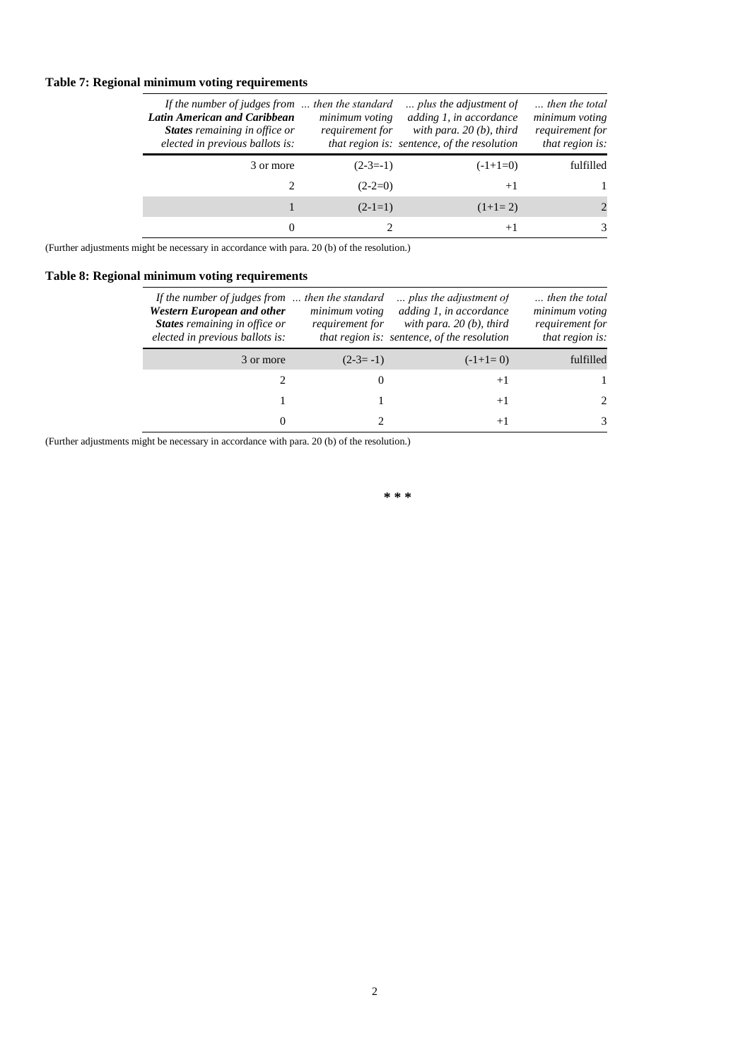**Table 7: Regional minimum voting requirements**

| *If the number of judges from **Latin American and Caribbean States** remaining in office or elected in previous ballots is:* | *… then the standard minimum voting requirement for that region is:* | *… plus the adjustment of adding 1, in accordance with para. 20 (b), third sentence, of the resolution* | *… then the total minimum voting requirement for that region is:* |
|---|---|---|---|
| 3 or more | (2-3=-1) | (-1+1=0) | fulfilled |
| 2 | (2-2=0) | +1 | 1 |
| 1 | (2-1=1) | (1+1= 2) | 2 |
| 0 | 2 | +1 | 3 |

(Further adjustments might be necessary in accordance with para. 20 (b) of the resolution.)

**Table 8: Regional minimum voting requirements**

| *If the number of judges from **Western European and other States** remaining in office or elected in previous ballots is:* | *… then the standard minimum voting requirement for that region is:* | *… plus the adjustment of adding 1, in accordance with para. 20 (b), third sentence, of the resolution* | *… then the total minimum voting requirement for that region is:* |
|---|---|---|---|
| 3 or more | (2-3= -1) | (-1+1= 0) | fulfilled |
| 2 | 0 | +1 | 1 |
| 1 | 1 | +1 | 2 |
| 0 | 2 | +1 | 3 |

(Further adjustments might be necessary in accordance with para. 20 (b) of the resolution.)

* * *